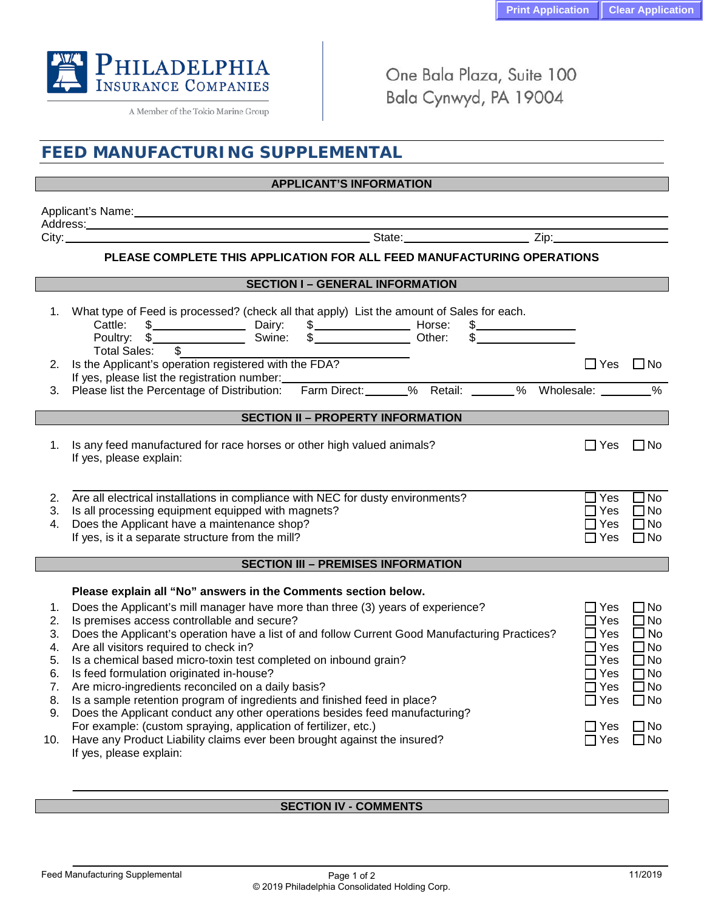Print Application | Clear Application

PHILADELPHIA INSURANCE COMPANIES
A Member of the Tokio Marine Group

One Bala Plaza, Suite 100
Bala Cynwyd, PA 19004

# FEED MANUFACTURING SUPPLEMENTAL

## APPLICANT'S INFORMATION

Applicant's Name: ____________________
Address: ____________________
City: ____________________ State: ____________ Zip: ____________

**PLEASE COMPLETE THIS APPLICATION FOR ALL FEED MANUFACTURING OPERATIONS**

## SECTION I – GENERAL INFORMATION

1. What type of Feed is processed? (check all that apply) List the amount of Sales for each.
   - Cattle: $__________ Dairy: $__________ Horse: $__________
   - Poultry: $__________ Swine: $__________ Other: $__________
   - Total Sales: $__________
2. Is the Applicant's operation registered with the FDA? ☐ Yes ☐ No
   If yes, please list the registration number: __________
3. Please list the Percentage of Distribution: Farm Direct: ______% Retail: ______% Wholesale: ______%

## SECTION II – PROPERTY INFORMATION

1. Is any feed manufactured for race horses or other high valued animals? ☐ Yes ☐ No
   If yes, please explain:
2. Are all electrical installations in compliance with NEC for dusty environments? ☐ Yes ☐ No
3. Is all processing equipment equipped with magnets? ☐ Yes ☐ No
4. Does the Applicant have a maintenance shop? ☐ Yes ☐ No
   If yes, is it a separate structure from the mill? ☐ Yes ☐ No

## SECTION III – PREMISES INFORMATION

**Please explain all "No" answers in the Comments section below.**

1. Does the Applicant's mill manager have more than three (3) years of experience? ☐ Yes ☐ No
2. Is premises access controllable and secure? ☐ Yes ☐ No
3. Does the Applicant's operation have a list of and follow Current Good Manufacturing Practices? ☐ Yes ☐ No
4. Are all visitors required to check in? ☐ Yes ☐ No
5. Is a chemical based micro-toxin test completed on inbound grain? ☐ Yes ☐ No
6. Is feed formulation originated in-house? ☐ Yes ☐ No
7. Are micro-ingredients reconciled on a daily basis? ☐ Yes ☐ No
8. Is a sample retention program of ingredients and finished feed in place? ☐ Yes ☐ No
9. Does the Applicant conduct any other operations besides feed manufacturing?
   For example: (custom spraying, application of fertilizer, etc.) ☐ Yes ☐ No
10. Have any Product Liability claims ever been brought against the insured? ☐ Yes ☐ No
    If yes, please explain:

## SECTION IV - COMMENTS

Feed Manufacturing Supplemental — 11/2019
© 2019 Philadelphia Consolidated Holding Corp.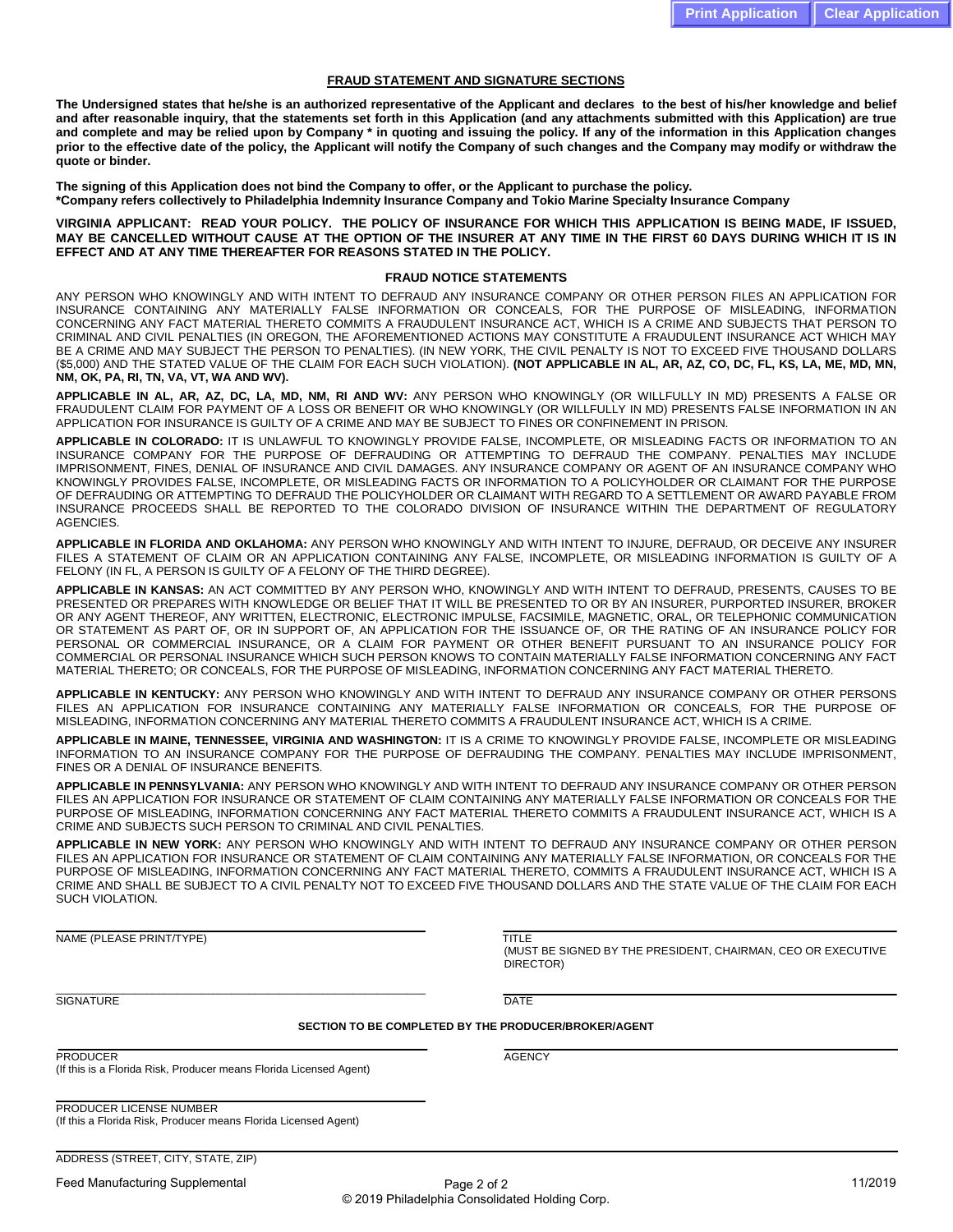## FRAUD STATEMENT AND SIGNATURE SECTIONS

**The Undersigned states that he/she is an authorized representative of the Applicant and declares to the best of his/her knowledge and belief and after reasonable inquiry, that the statements set forth in this Application (and any attachments submitted with this Application) are true and complete and may be relied upon by Company * in quoting and issuing the policy. If any of the information in this Application changes prior to the effective date of the policy, the Applicant will notify the Company of such changes and the Company may modify or withdraw the quote or binder.**

**The signing of this Application does not bind the Company to offer, or the Applicant to purchase the policy.**
***Company refers collectively to Philadelphia Indemnity Insurance Company and Tokio Marine Specialty Insurance Company**

**VIRGINIA APPLICANT: READ YOUR POLICY. THE POLICY OF INSURANCE FOR WHICH THIS APPLICATION IS BEING MADE, IF ISSUED, MAY BE CANCELLED WITHOUT CAUSE AT THE OPTION OF THE INSURER AT ANY TIME IN THE FIRST 60 DAYS DURING WHICH IT IS IN EFFECT AND AT ANY TIME THEREAFTER FOR REASONS STATED IN THE POLICY.**

### FRAUD NOTICE STATEMENTS

ANY PERSON WHO KNOWINGLY AND WITH INTENT TO DEFRAUD ANY INSURANCE COMPANY OR OTHER PERSON FILES AN APPLICATION FOR INSURANCE CONTAINING ANY MATERIALLY FALSE INFORMATION OR CONCEALS, FOR THE PURPOSE OF MISLEADING, INFORMATION CONCERNING ANY FACT MATERIAL THERETO COMMITS A FRAUDULENT INSURANCE ACT, WHICH IS A CRIME AND SUBJECTS THAT PERSON TO CRIMINAL AND CIVIL PENALTIES (IN OREGON, THE AFOREMENTIONED ACTIONS MAY CONSTITUTE A FRAUDULENT INSURANCE ACT WHICH MAY BE A CRIME AND MAY SUBJECT THE PERSON TO PENALTIES). (IN NEW YORK, THE CIVIL PENALTY IS NOT TO EXCEED FIVE THOUSAND DOLLARS ($5,000) AND THE STATED VALUE OF THE CLAIM FOR EACH SUCH VIOLATION). **(NOT APPLICABLE IN AL, AR, AZ, CO, DC, FL, KS, LA, ME, MD, MN, NM, OK, PA, RI, TN, VA, VT, WA AND WV).**

**APPLICABLE IN AL, AR, AZ, DC, LA, MD, NM, RI AND WV:** ANY PERSON WHO KNOWINGLY (OR WILLFULLY IN MD) PRESENTS A FALSE OR FRAUDULENT CLAIM FOR PAYMENT OF A LOSS OR BENEFIT OR WHO KNOWINGLY (OR WILLFULLY IN MD) PRESENTS FALSE INFORMATION IN AN APPLICATION FOR INSURANCE IS GUILTY OF A CRIME AND MAY BE SUBJECT TO FINES OR CONFINEMENT IN PRISON.

**APPLICABLE IN COLORADO:** IT IS UNLAWFUL TO KNOWINGLY PROVIDE FALSE, INCOMPLETE, OR MISLEADING FACTS OR INFORMATION TO AN INSURANCE COMPANY FOR THE PURPOSE OF DEFRAUDING OR ATTEMPTING TO DEFRAUD THE COMPANY. PENALTIES MAY INCLUDE IMPRISONMENT, FINES, DENIAL OF INSURANCE AND CIVIL DAMAGES. ANY INSURANCE COMPANY OR AGENT OF AN INSURANCE COMPANY WHO KNOWINGLY PROVIDES FALSE, INCOMPLETE, OR MISLEADING FACTS OR INFORMATION TO A POLICYHOLDER OR CLAIMANT FOR THE PURPOSE OF DEFRAUDING OR ATTEMPTING TO DEFRAUD THE POLICYHOLDER OR CLAIMANT WITH REGARD TO A SETTLEMENT OR AWARD PAYABLE FROM INSURANCE PROCEEDS SHALL BE REPORTED TO THE COLORADO DIVISION OF INSURANCE WITHIN THE DEPARTMENT OF REGULATORY AGENCIES.

**APPLICABLE IN FLORIDA AND OKLAHOMA:** ANY PERSON WHO KNOWINGLY AND WITH INTENT TO INJURE, DEFRAUD, OR DECEIVE ANY INSURER FILES A STATEMENT OF CLAIM OR AN APPLICATION CONTAINING ANY FALSE, INCOMPLETE, OR MISLEADING INFORMATION IS GUILTY OF A FELONY (IN FL, A PERSON IS GUILTY OF A FELONY OF THE THIRD DEGREE).

**APPLICABLE IN KANSAS:** AN ACT COMMITTED BY ANY PERSON WHO, KNOWINGLY AND WITH INTENT TO DEFRAUD, PRESENTS, CAUSES TO BE PRESENTED OR PREPARES WITH KNOWLEDGE OR BELIEF THAT IT WILL BE PRESENTED TO OR BY AN INSURER, PURPORTED INSURER, BROKER OR ANY AGENT THEREOF, ANY WRITTEN, ELECTRONIC, ELECTRONIC IMPULSE, FACSIMILE, MAGNETIC, ORAL, OR TELEPHONIC COMMUNICATION OR STATEMENT AS PART OF, OR IN SUPPORT OF, AN APPLICATION FOR THE ISSUANCE OF, OR THE RATING OF AN INSURANCE POLICY FOR PERSONAL OR COMMERCIAL INSURANCE, OR A CLAIM FOR PAYMENT OR OTHER BENEFIT PURSUANT TO AN INSURANCE POLICY FOR COMMERCIAL OR PERSONAL INSURANCE WHICH SUCH PERSON KNOWS TO CONTAIN MATERIALLY FALSE INFORMATION CONCERNING ANY FACT MATERIAL THERETO; OR CONCEALS, FOR THE PURPOSE OF MISLEADING, INFORMATION CONCERNING ANY FACT MATERIAL THERETO.

**APPLICABLE IN KENTUCKY:** ANY PERSON WHO KNOWINGLY AND WITH INTENT TO DEFRAUD ANY INSURANCE COMPANY OR OTHER PERSONS FILES AN APPLICATION FOR INSURANCE CONTAINING ANY MATERIALLY FALSE INFORMATION OR CONCEALS, FOR THE PURPOSE OF MISLEADING, INFORMATION CONCERNING ANY MATERIAL THERETO COMMITS A FRAUDULENT INSURANCE ACT, WHICH IS A CRIME.

**APPLICABLE IN MAINE, TENNESSEE, VIRGINIA AND WASHINGTON:** IT IS A CRIME TO KNOWINGLY PROVIDE FALSE, INCOMPLETE OR MISLEADING INFORMATION TO AN INSURANCE COMPANY FOR THE PURPOSE OF DEFRAUDING THE COMPANY. PENALTIES MAY INCLUDE IMPRISONMENT, FINES OR A DENIAL OF INSURANCE BENEFITS.

**APPLICABLE IN PENNSYLVANIA:** ANY PERSON WHO KNOWINGLY AND WITH INTENT TO DEFRAUD ANY INSURANCE COMPANY OR OTHER PERSON FILES AN APPLICATION FOR INSURANCE OR STATEMENT OF CLAIM CONTAINING ANY MATERIALLY FALSE INFORMATION OR CONCEALS FOR THE PURPOSE OF MISLEADING, INFORMATION CONCERNING ANY FACT MATERIAL THERETO COMMITS A FRAUDULENT INSURANCE ACT, WHICH IS A CRIME AND SUBJECTS SUCH PERSON TO CRIMINAL AND CIVIL PENALTIES.

**APPLICABLE IN NEW YORK:** ANY PERSON WHO KNOWINGLY AND WITH INTENT TO DEFRAUD ANY INSURANCE COMPANY OR OTHER PERSON FILES AN APPLICATION FOR INSURANCE OR STATEMENT OF CLAIM CONTAINING ANY MATERIALLY FALSE INFORMATION, OR CONCEALS FOR THE PURPOSE OF MISLEADING, INFORMATION CONCERNING ANY FACT MATERIAL THERETO, COMMITS A FRAUDULENT INSURANCE ACT, WHICH IS A CRIME AND SHALL BE SUBJECT TO A CIVIL PENALTY NOT TO EXCEED FIVE THOUSAND DOLLARS AND THE STATE VALUE OF THE CLAIM FOR EACH SUCH VIOLATION.

NAME (PLEASE PRINT/TYPE) ______________________

TITLE ______________________
(MUST BE SIGNED BY THE PRESIDENT, CHAIRMAN, CEO OR EXECUTIVE DIRECTOR)

SIGNATURE ______________________

DATE ______________________

**SECTION TO BE COMPLETED BY THE PRODUCER/BROKER/AGENT**

PRODUCER ______________________
(If this is a Florida Risk, Producer means Florida Licensed Agent)

AGENCY ______________________

PRODUCER LICENSE NUMBER ______________________
(If this a Florida Risk, Producer means Florida Licensed Agent)

ADDRESS (STREET, CITY, STATE, ZIP) ______________________

Feed Manufacturing Supplemental

11/2019

© 2019 Philadelphia Consolidated Holding Corp.